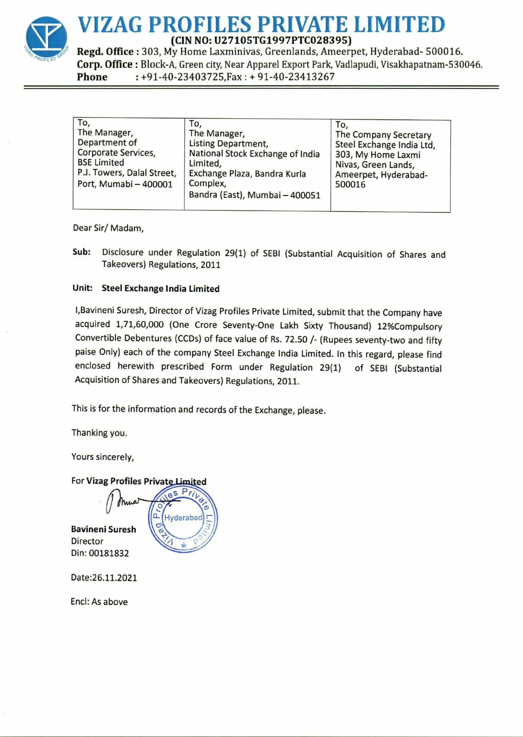# VIZAG PROFILES PRIVATE LIMITED

**(CIN NO: U27105TG1997PTC028395)**

**Regd. Office :** 303, My Home Laxminivas, Greenlands, Ameerpet, Hyderabad- 500016.
**Corp. Office :** Block-A, Green city, Near Apparel Export Park, Vadlapudi, Visakhapatnam-530046.
**Phone** : +91-40-23403725,Fax : + 91-40-23413267

| | | |
|---|---|---|
| To,<br>The Manager,<br>Department of Corporate Services,<br>BSE Limited<br>P.J. Towers, Dalal Street, Port, Mumabi – 400001 | To,<br>The Manager,<br>Listing Department,<br>National Stock Exchange of India Limited,<br>Exchange Plaza, Bandra Kurla Complex,<br>Bandra (East), Mumbai – 400051 | To,<br>The Company Secretary<br>Steel Exchange India Ltd,<br>303, My Home Laxmi Nivas, Green Lands,<br>Ameerpet, Hyderabad-500016 |

Dear Sir/ Madam,

**Sub:** Disclosure under Regulation 29(1) of SEBI (Substantial Acquisition of Shares and Takeovers) Regulations, 2011

**Unit: Steel Exchange India Limited**

I,Bavineni Suresh, Director of Vizag Profiles Private Limited, submit that the Company have acquired 1,71,60,000 (One Crore Seventy-One Lakh Sixty Thousand) 12%Compulsory Convertible Debentures (CCDs) of face value of Rs. 72.50 /- (Rupees seventy-two and fifty paise Only) each of the company Steel Exchange India Limited. In this regard, please find enclosed herewith prescribed Form under Regulation 29(1) of SEBI (Substantial Acquisition of Shares and Takeovers) Regulations, 2011.

This is for the information and records of the Exchange, please.

Thanking you.

Yours sincerely,

For **Vizag Profiles Private Limited**

**Bavineni Suresh**
Director
Din: 00181832

Date:26.11.2021

Encl: As above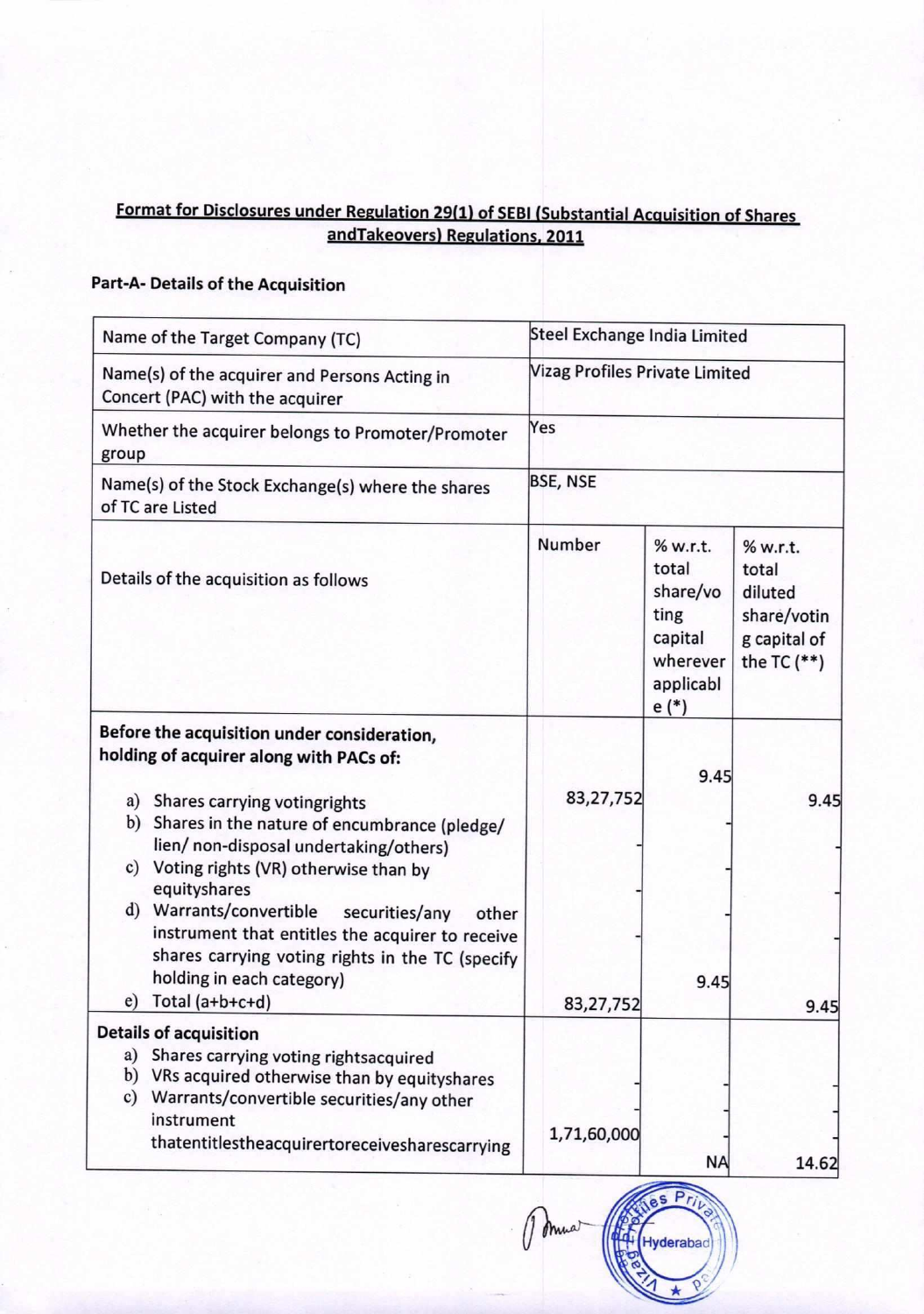## Format for Disclosures under Regulation 29(1) of SEBI (Substantial Acquisition of Shares andTakeovers) Regulations, 2011

**Part-A- Details of the Acquisition**

| | | | |
|---|---|---|---|
| Name of the Target Company (TC) | Steel Exchange India Limited | | |
| Name(s) of the acquirer and Persons Acting in Concert (PAC) with the acquirer | Vizag Profiles Private Limited | | |
| Whether the acquirer belongs to Promoter/Promoter group | Yes | | |
| Name(s) of the Stock Exchange(s) where the shares of TC are Listed | BSE, NSE | | |
| Details of the acquisition as follows | Number | % w.r.t. total share/voting capital wherever applicable (*) | % w.r.t. total diluted share/voting capital of the TC (**) |
| **Before the acquisition under consideration, holding of acquirer along with PACs of:** | | | |
| a) Shares carrying votingrights | 83,27,752 | 9.45 | 9.45 |
| b) Shares in the nature of encumbrance (pledge/ lien/ non-disposal undertaking/others) | - | - | - |
| c) Voting rights (VR) otherwise than by equityshares | - | - | - |
| d) Warrants/convertible securities/any other instrument that entitles the acquirer to receive shares carrying voting rights in the TC (specify holding in each category) | - | - | - |
| e) Total (a+b+c+d) | 83,27,752 | 9.45 | 9.45 |
| **Details of acquisition** | | | |
| a) Shares carrying voting rightsacquired | - | - | - |
| b) VRs acquired otherwise than by equityshares | - | - | - |
| c) Warrants/convertible securities/any other instrument thatentitlestheacquirertoreceivesharescarrying | 1,71,60,000 | NA | 14.62 |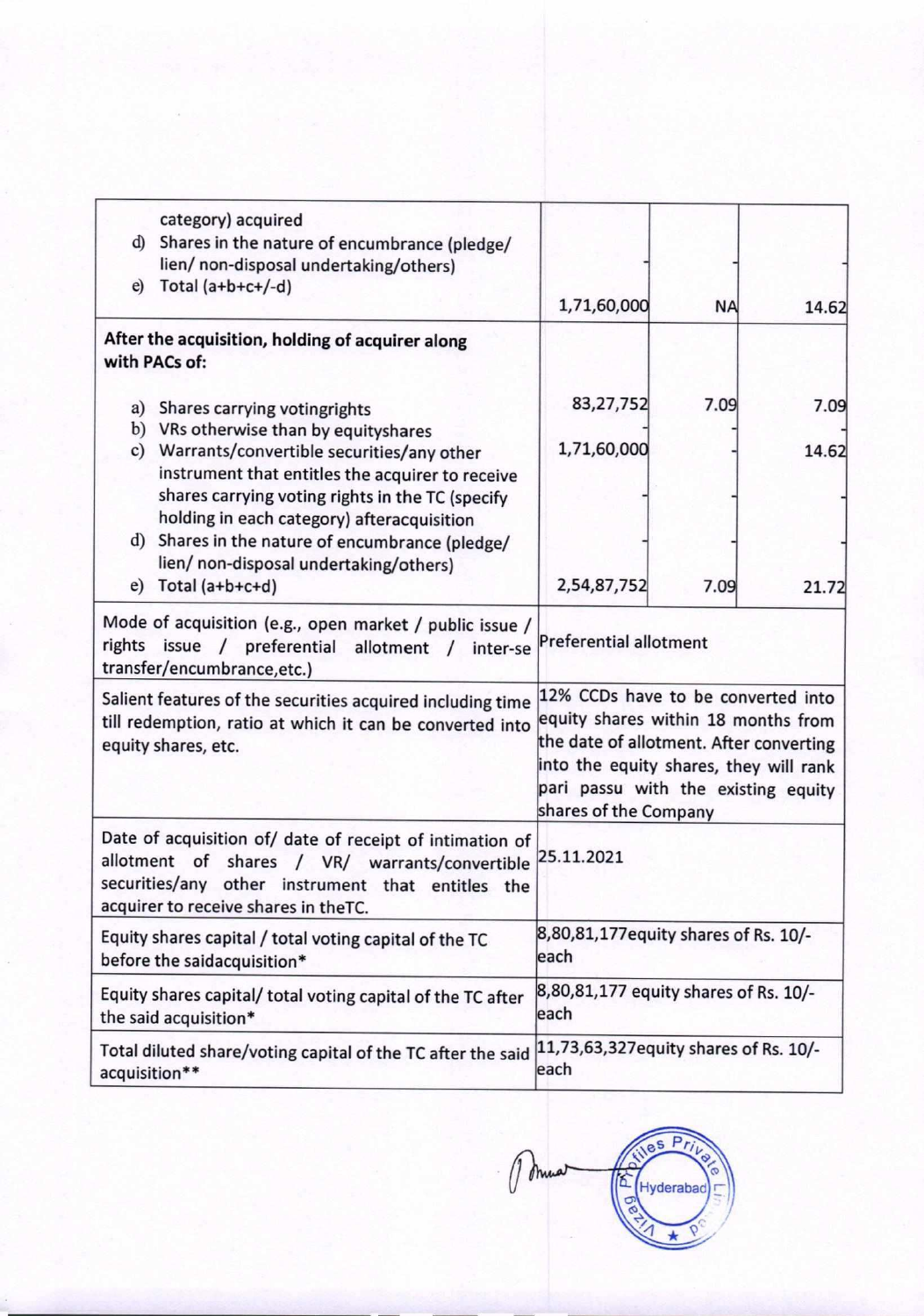| | | | |
|---|---|---|---|
| category) acquired<br>d) Shares in the nature of encumbrance (pledge/ lien/ non-disposal undertaking/others)<br>e) Total (a+b+c+/-d) | -<br><br>1,71,60,000 | -<br><br>NA | -<br><br>14.62 |
| **After the acquisition, holding of acquirer along with PACs of:**<br><br>a) Shares carrying votingrights<br>b) VRs otherwise than by equityshares<br>c) Warrants/convertible securities/any other instrument that entitles the acquirer to receive shares carrying voting rights in the TC (specify holding in each category) afteracquisition<br>d) Shares in the nature of encumbrance (pledge/ lien/ non-disposal undertaking/others)<br>e) Total (a+b+c+d) | 83,27,752<br>-<br>1,71,60,000<br><br>-<br><br>-<br><br>2,54,87,752 | 7.09<br>-<br>-<br><br>-<br><br>-<br><br>7.09 | 7.09<br>-<br>14.62<br><br>-<br><br>-<br><br>21.72 |
| Mode of acquisition (e.g., open market / public issue / rights issue / preferential allotment / inter-se transfer/encumbrance,etc.) | Preferential allotment | | |
| Salient features of the securities acquired including time till redemption, ratio at which it can be converted into equity shares, etc. | 12% CCDs have to be converted into equity shares within 18 months from the date of allotment. After converting into the equity shares, they will rank pari passu with the existing equity shares of the Company | | |
| Date of acquisition of/ date of receipt of intimation of allotment of shares / VR/ warrants/convertible securities/any other instrument that entitles the acquirer to receive shares in theTC. | 25.11.2021 | | |
| Equity shares capital / total voting capital of the TC before the saidacquisition* | 8,80,81,177equity shares of Rs. 10/- each | | |
| Equity shares capital/ total voting capital of the TC after the said acquisition* | 8,80,81,177 equity shares of Rs. 10/- each | | |
| Total diluted share/voting capital of the TC after the said acquisition** | 11,73,63,327equity shares of Rs. 10/- each | | |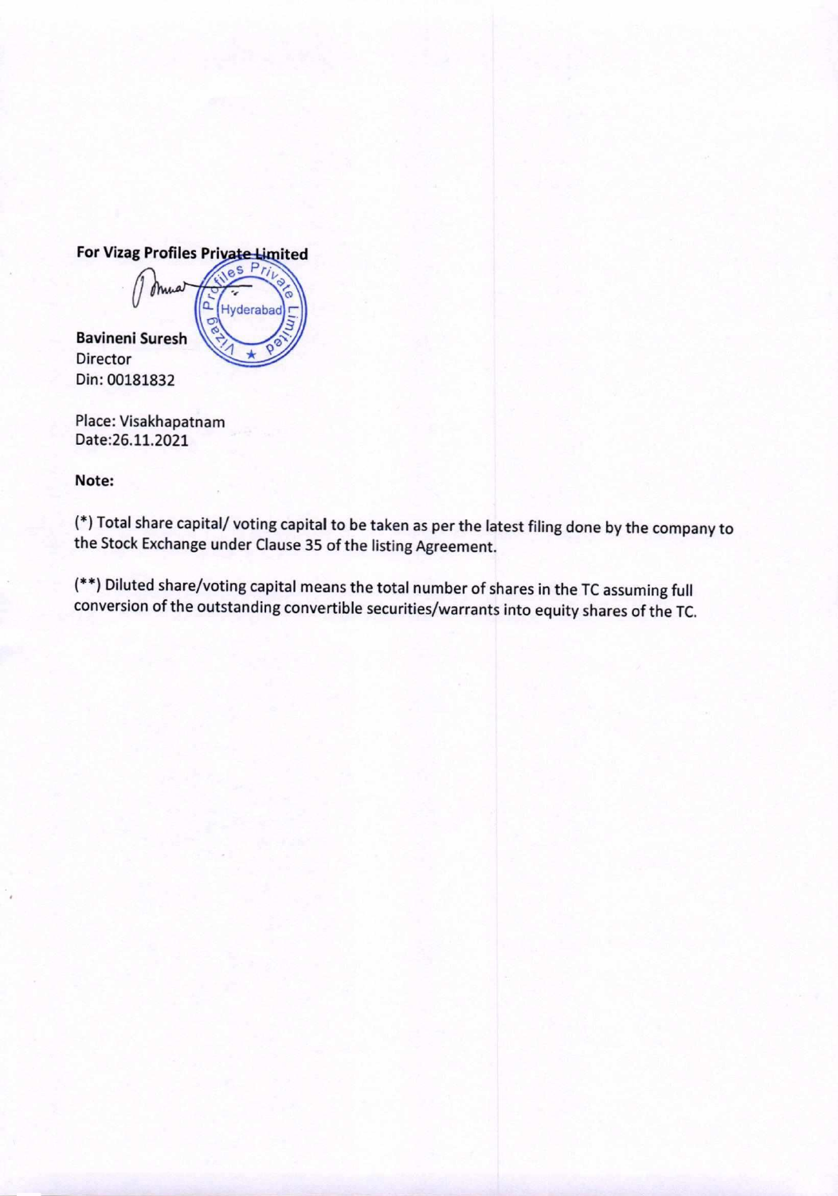**For Vizag Profiles Private Limited**

**Bavineni Suresh**
Director
Din: 00181832

Place: Visakhapatnam
Date:26.11.2021

**Note:**

(*) Total share capital/ voting capital to be taken as per the latest filing done by the company to the Stock Exchange under Clause 35 of the listing Agreement.

(**) Diluted share/voting capital means the total number of shares in the TC assuming full conversion of the outstanding convertible securities/warrants into equity shares of the TC.